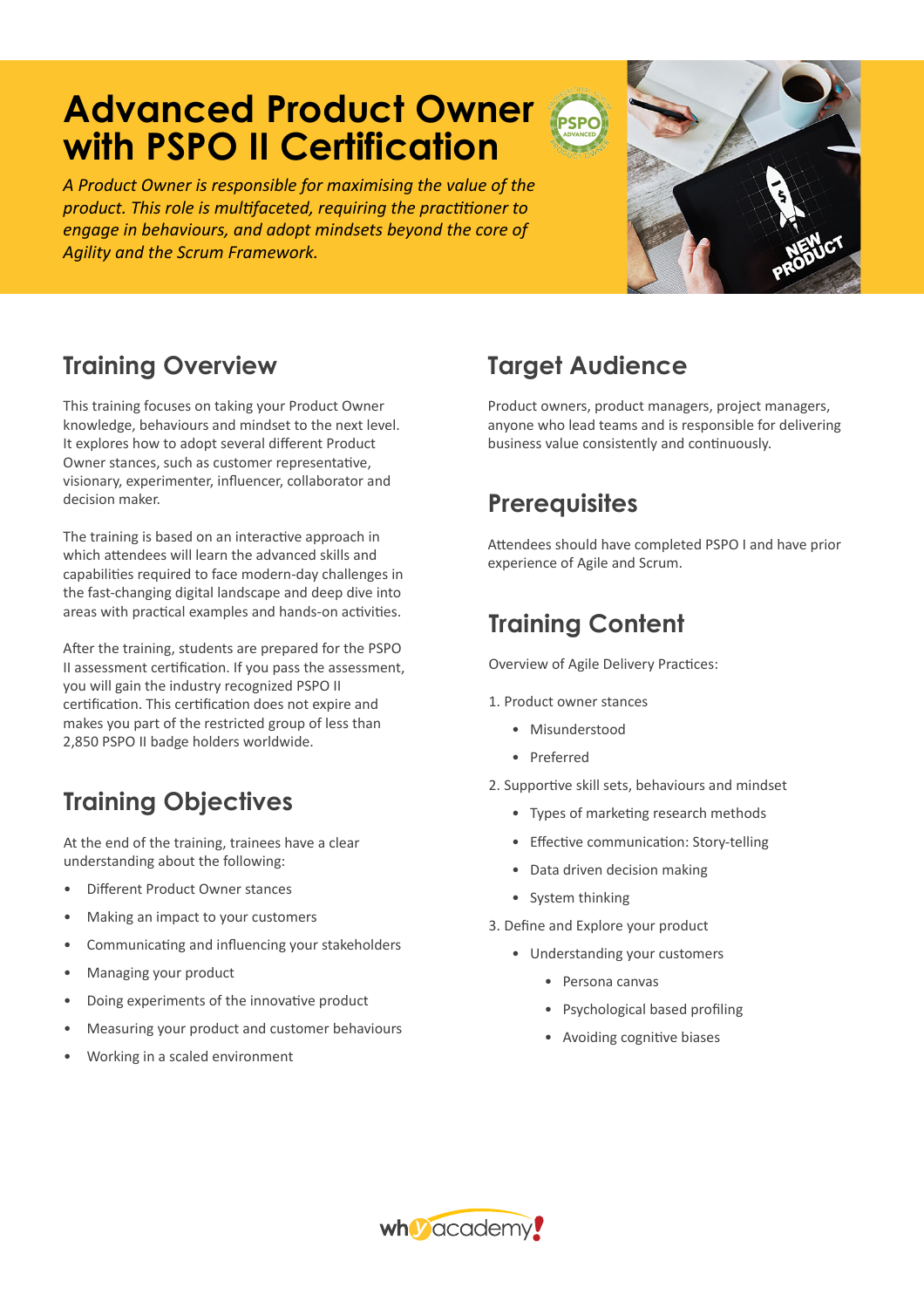# Advanced Product Owner with PSPO II Certification

*A Product Owner is responsible for maximising the value of the product. This role is multifaceted, requiring the practitioner to engage in behaviours, and adopt mindsets beyond the core of Agility and the Scrum Framework.*

## Training Overview

This training focuses on taking your Product Owner knowledge, behaviours and mindset to the next level. It explores how to adopt several different Product Owner stances, such as customer representative, visionary, experimenter, influencer, collaborator and decision maker.

The training is based on an interactive approach in which attendees will learn the advanced skills and capabilities required to face modern-day challenges in the fast-changing digital landscape and deep dive into areas with practical examples and hands-on activities.

After the training, students are prepared for the PSPO II assessment certification. If you pass the assessment, you will gain the industry recognized PSPO II certification. This certification does not expire and makes you part of the restricted group of less than 2,850 PSPO II badge holders worldwide.

## Training Objectives

At the end of the training, trainees have a clear understanding about the following:

- Different Product Owner stances
- Making an impact to your customers
- Communicating and influencing your stakeholders
- Managing your product
- Doing experiments of the innovative product
- Measuring your product and customer behaviours
- Working in a scaled environment

## Target Audience

Product owners, product managers, project managers, anyone who lead teams and is responsible for delivering business value consistently and continuously.

## Prerequisites

Attendees should have completed PSPO I and have prior experience of Agile and Scrum.

## Training Content

Overview of Agile Delivery Practices:

1. Product owner stances
   - Misunderstood
   - Preferred
2. Supportive skill sets, behaviours and mindset
   - Types of marketing research methods
   - Effective communication: Story-telling
   - Data driven decision making
   - System thinking
3. Define and Explore your product
   - Understanding your customers
     - Persona canvas
     - Psychological based profiling
     - Avoiding cognitive biases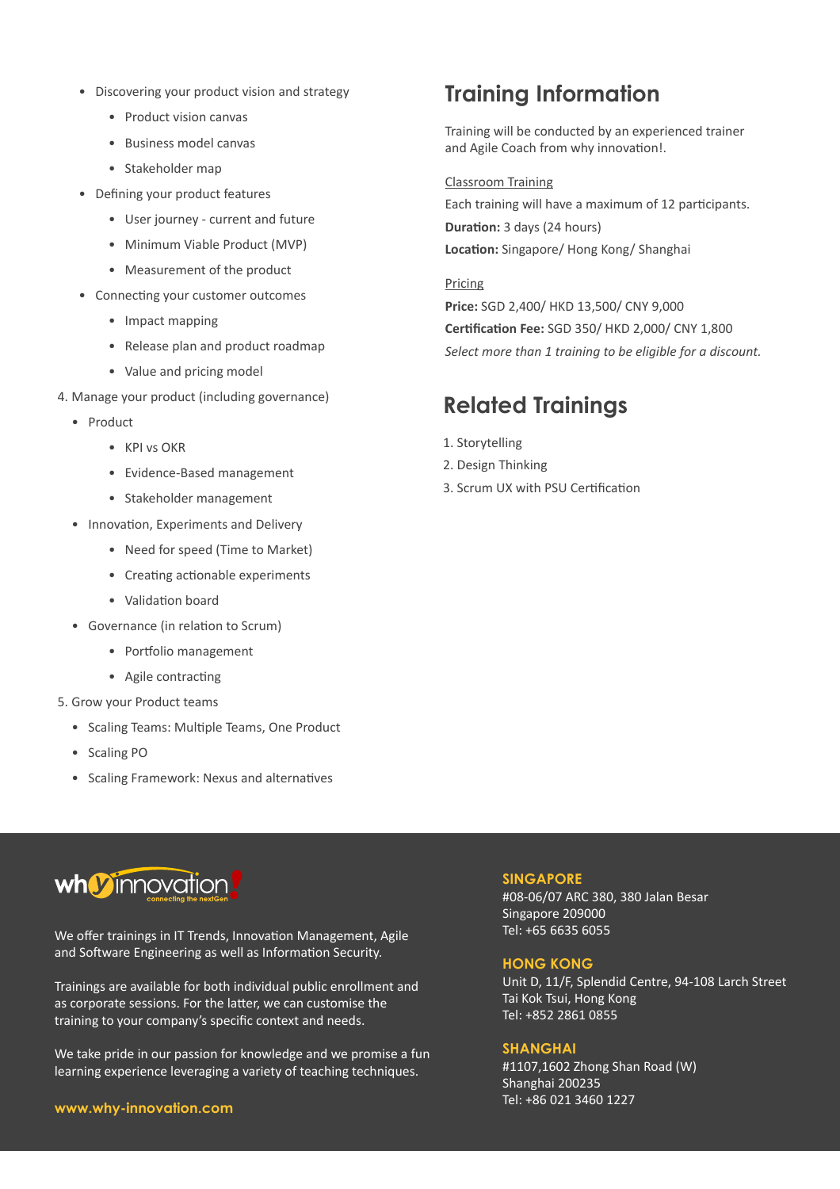- Discovering your product vision and strategy
  - Product vision canvas
  - Business model canvas
  - Stakeholder map
- Defining your product features
  - User journey - current and future
  - Minimum Viable Product (MVP)
  - Measurement of the product
- Connecting your customer outcomes
  - Impact mapping
  - Release plan and product roadmap
  - Value and pricing model

4. Manage your product (including governance)
   - Product
     - KPI vs OKR
     - Evidence-Based management
     - Stakeholder management
   - Innovation, Experiments and Delivery
     - Need for speed (Time to Market)
     - Creating actionable experiments
     - Validation board
   - Governance (in relation to Scrum)
     - Portfolio management
     - Agile contracting
5. Grow your Product teams
   - Scaling Teams: Multiple Teams, One Product
   - Scaling PO
   - Scaling Framework: Nexus and alternatives

## Training Information

Training will be conducted by an experienced trainer and Agile Coach from why innovation!.

Classroom Training

Each training will have a maximum of 12 participants.

**Duration:** 3 days (24 hours)

**Location:** Singapore/ Hong Kong/ Shanghai

Pricing

**Price:** SGD 2,400/ HKD 13,500/ CNY 9,000

**Certification Fee:** SGD 350/ HKD 2,000/ CNY 1,800

*Select more than 1 training to be eligible for a discount.*

## Related Trainings

1. Storytelling
2. Design Thinking
3. Scrum UX with PSU Certification

why innovation! connecting the nextGen

We offer trainings in IT Trends, Innovation Management, Agile and Software Engineering as well as Information Security.

Trainings are available for both individual public enrollment and as corporate sessions. For the latter, we can customise the training to your company's specific context and needs.

We take pride in our passion for knowledge and we promise a fun learning experience leveraging a variety of teaching techniques.

**www.why-innovation.com**

**SINGAPORE**
#08-06/07 ARC 380, 380 Jalan Besar
Singapore 209000
Tel: +65 6635 6055

**HONG KONG**
Unit D, 11/F, Splendid Centre, 94-108 Larch Street
Tai Kok Tsui, Hong Kong
Tel: +852 2861 0855

**SHANGHAI**
#1107,1602 Zhong Shan Road (W)
Shanghai 200235
Tel: +86 021 3460 1227